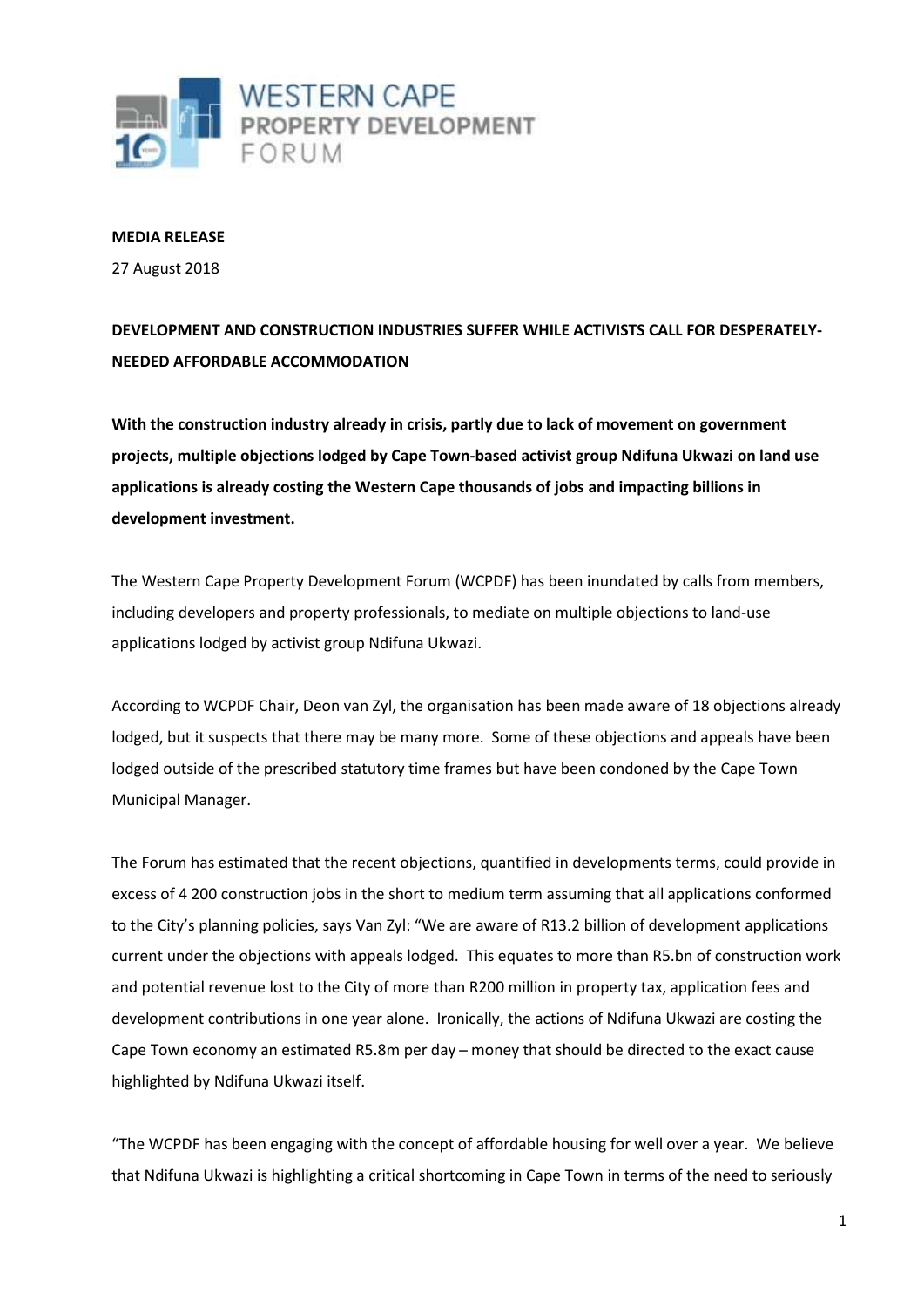WESTERN CAPE PROPERTY DEVELOPMENT FORUM

**MEDIA RELEASE**

27 August 2018

**DEVELOPMENT AND CONSTRUCTION INDUSTRIES SUFFER WHILE ACTIVISTS CALL FOR DESPERATELY-NEEDED AFFORDABLE ACCOMMODATION**

**With the construction industry already in crisis, partly due to lack of movement on government projects, multiple objections lodged by Cape Town-based activist group Ndifuna Ukwazi on land use applications is already costing the Western Cape thousands of jobs and impacting billions in development investment.**

The Western Cape Property Development Forum (WCPDF) has been inundated by calls from members, including developers and property professionals, to mediate on multiple objections to land-use applications lodged by activist group Ndifuna Ukwazi.

According to WCPDF Chair, Deon van Zyl, the organisation has been made aware of 18 objections already lodged, but it suspects that there may be many more. Some of these objections and appeals have been lodged outside of the prescribed statutory time frames but have been condoned by the Cape Town Municipal Manager.

The Forum has estimated that the recent objections, quantified in developments terms, could provide in excess of 4 200 construction jobs in the short to medium term assuming that all applications conformed to the City's planning policies, says Van Zyl: "We are aware of R13.2 billion of development applications current under the objections with appeals lodged. This equates to more than R5.bn of construction work and potential revenue lost to the City of more than R200 million in property tax, application fees and development contributions in one year alone. Ironically, the actions of Ndifuna Ukwazi are costing the Cape Town economy an estimated R5.8m per day – money that should be directed to the exact cause highlighted by Ndifuna Ukwazi itself.

"The WCPDF has been engaging with the concept of affordable housing for well over a year. We believe that Ndifuna Ukwazi is highlighting a critical shortcoming in Cape Town in terms of the need to seriously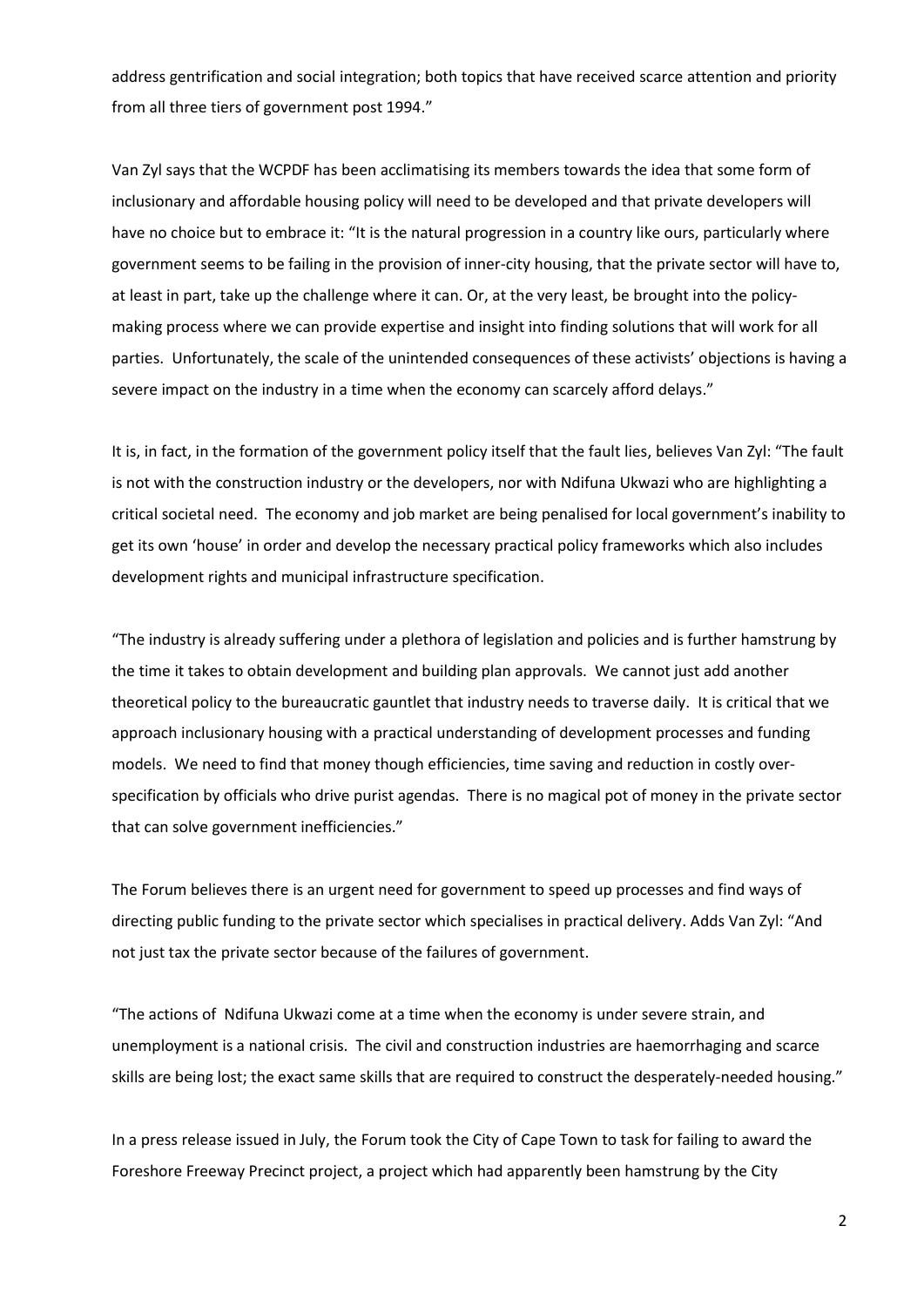address gentrification and social integration; both topics that have received scarce attention and priority from all three tiers of government post 1994."

Van Zyl says that the WCPDF has been acclimatising its members towards the idea that some form of inclusionary and affordable housing policy will need to be developed and that private developers will have no choice but to embrace it: "It is the natural progression in a country like ours, particularly where government seems to be failing in the provision of inner-city housing, that the private sector will have to, at least in part, take up the challenge where it can. Or, at the very least, be brought into the policy-making process where we can provide expertise and insight into finding solutions that will work for all parties. Unfortunately, the scale of the unintended consequences of these activists' objections is having a severe impact on the industry in a time when the economy can scarcely afford delays."

It is, in fact, in the formation of the government policy itself that the fault lies, believes Van Zyl: "The fault is not with the construction industry or the developers, nor with Ndifuna Ukwazi who are highlighting a critical societal need. The economy and job market are being penalised for local government's inability to get its own 'house' in order and develop the necessary practical policy frameworks which also includes development rights and municipal infrastructure specification.

"The industry is already suffering under a plethora of legislation and policies and is further hamstrung by the time it takes to obtain development and building plan approvals. We cannot just add another theoretical policy to the bureaucratic gauntlet that industry needs to traverse daily. It is critical that we approach inclusionary housing with a practical understanding of development processes and funding models. We need to find that money though efficiencies, time saving and reduction in costly over-specification by officials who drive purist agendas. There is no magical pot of money in the private sector that can solve government inefficiencies."

The Forum believes there is an urgent need for government to speed up processes and find ways of directing public funding to the private sector which specialises in practical delivery. Adds Van Zyl: "And not just tax the private sector because of the failures of government.

"The actions of Ndifuna Ukwazi come at a time when the economy is under severe strain, and unemployment is a national crisis. The civil and construction industries are haemorrhaging and scarce skills are being lost; the exact same skills that are required to construct the desperately-needed housing."

In a press release issued in July, the Forum took the City of Cape Town to task for failing to award the Foreshore Freeway Precinct project, a project which had apparently been hamstrung by the City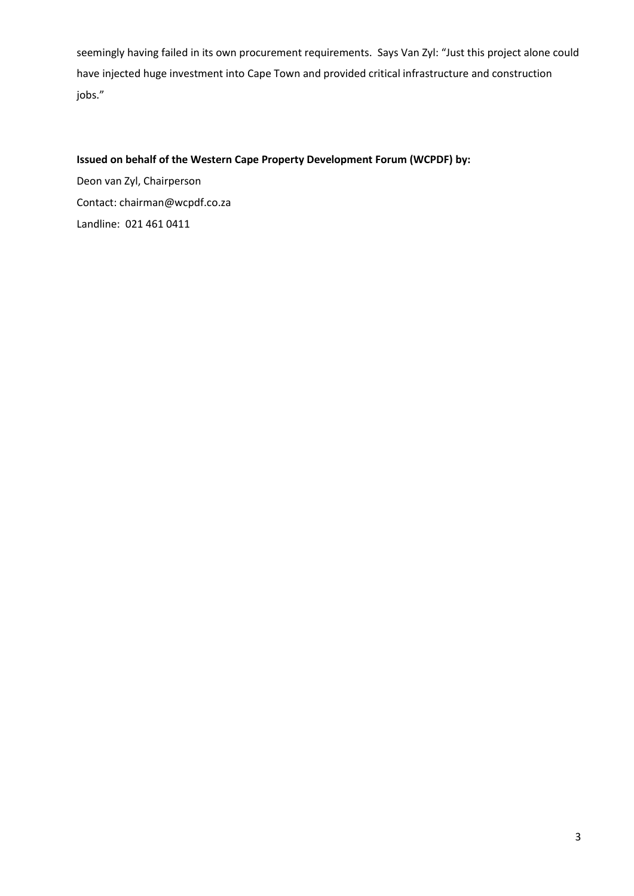seemingly having failed in its own procurement requirements. Says Van Zyl: "Just this project alone could have injected huge investment into Cape Town and provided critical infrastructure and construction jobs."

**Issued on behalf of the Western Cape Property Development Forum (WCPDF) by:**

Deon van Zyl, Chairperson

Contact: chairman@wcpdf.co.za

Landline: 021 461 0411